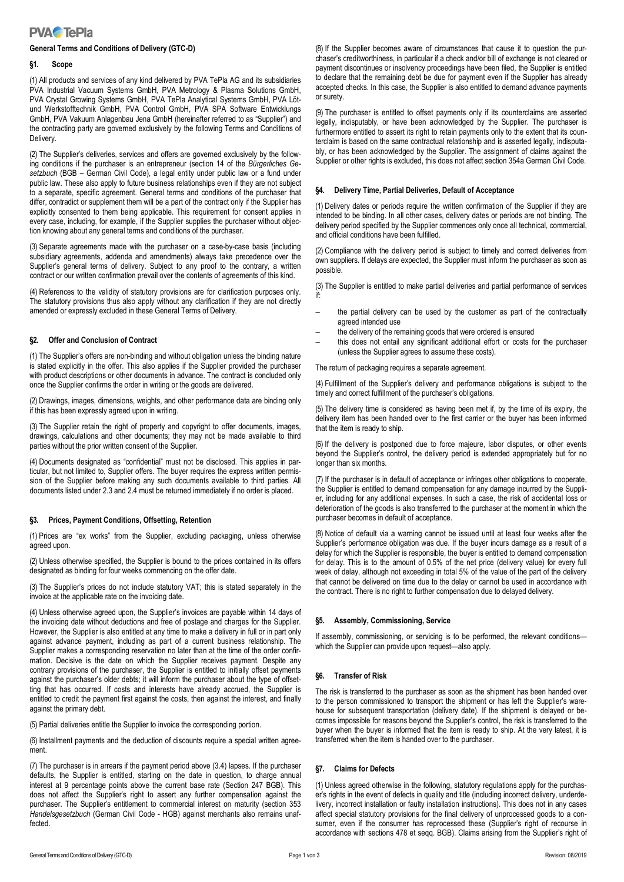## General Terms and Conditions of Delivery (GTC-D)

### §1. Scope

(1) All products and services of any kind delivered by PVA TePla AG and its subsidiaries PVA Industrial Vacuum Systems GmbH, PVA Metrology & Plasma Solutions GmbH, PVA Crystal Growing Systems GmbH, PVA TePla Analytical Systems GmbH, PVA Löt- und Werkstofftechnik GmbH, PVA Control GmbH, PVA SPA Software Entwicklungs GmbH, PVA Vakuum Anlagenbau Jena GmbH (hereinafter referred to as "Supplier") and the contracting party are governed exclusively by the following Terms and Conditions of Delivery.

(2) The Supplier's deliveries, services and offers are governed exclusively by the following conditions if the purchaser is an entrepreneur (section 14 of the *Bürgerliches Gesetzbuch* (BGB – German Civil Code), a legal entity under public law or a fund under public law. These also apply to future business relationships even if they are not subject to a separate, specific agreement. General terms and conditions of the purchaser that differ, contradict or supplement them will be a part of the contract only if the Supplier has explicitly consented to them being applicable. This requirement for consent applies in every case, including, for example, if the Supplier supplies the purchaser without objection knowing about any general terms and conditions of the purchaser.

(3) Separate agreements made with the purchaser on a case-by-case basis (including subsidiary agreements, addenda and amendments) always take precedence over the Supplier's general terms of delivery. Subject to any proof to the contrary, a written contract or our written confirmation prevail over the contents of agreements of this kind.

(4) References to the validity of statutory provisions are for clarification purposes only. The statutory provisions thus also apply without any clarification if they are not directly amended or expressly excluded in these General Terms of Delivery.

### §2. Offer and Conclusion of Contract

(1) The Supplier's offers are non-binding and without obligation unless the binding nature is stated explicitly in the offer. This also applies if the Supplier provided the purchaser with product descriptions or other documents in advance. The contract is concluded only once the Supplier confirms the order in writing or the goods are delivered.

(2) Drawings, images, dimensions, weights, and other performance data are binding only if this has been expressly agreed upon in writing.

(3) The Supplier retain the right of property and copyright to offer documents, images, drawings, calculations and other documents; they may not be made available to third parties without the prior written consent of the Supplier.

(4) Documents designated as "confidential" must not be disclosed. This applies in particular, but not limited to, Supplier offers. The buyer requires the express written permission of the Supplier before making any such documents available to third parties. All documents listed under 2.3 and 2.4 must be returned immediately if no order is placed.

### §3. Prices, Payment Conditions, Offsetting, Retention

(1) Prices are "ex works" from the Supplier, excluding packaging, unless otherwise agreed upon.

(2) Unless otherwise specified, the Supplier is bound to the prices contained in its offers designated as binding for four weeks commencing on the offer date.

(3) The Supplier's prices do not include statutory VAT; this is stated separately in the invoice at the applicable rate on the invoicing date.

(4) Unless otherwise agreed upon, the Supplier's invoices are payable within 14 days of the invoicing date without deductions and free of postage and charges for the Supplier. However, the Supplier is also entitled at any time to make a delivery in full or in part only against advance payment, including as part of a current business relationship. The Supplier makes a corresponding reservation no later than at the time of the order confirmation. Decisive is the date on which the Supplier receives payment. Despite any contrary provisions of the purchaser, the Supplier is entitled to initially offset payments against the purchaser's older debts; it will inform the purchaser about the type of offsetting that has occurred. If costs and interests have already accrued, the Supplier is entitled to credit the payment first against the costs, then against the interest, and finally against the primary debt.

(5) Partial deliveries entitle the Supplier to invoice the corresponding portion.

(6) Installment payments and the deduction of discounts require a special written agreement.

(7) The purchaser is in arrears if the payment period above (3.4) lapses. If the purchaser defaults, the Supplier is entitled, starting on the date in question, to charge annual interest at 9 percentage points above the current base rate (Section 247 BGB). This does not affect the Supplier's right to assert any further compensation against the purchaser. The Supplier's entitlement to commercial interest on maturity (section 353 *Handelsgesetzbuch* (German Civil Code - HGB) against merchants also remains unaffected.

(8) If the Supplier becomes aware of circumstances that cause it to question the purchaser's creditworthiness, in particular if a check and/or bill of exchange is not cleared or payment discontinues or insolvency proceedings have been filed, the Supplier is entitled to declare that the remaining debt be due for payment even if the Supplier has already accepted checks. In this case, the Supplier is also entitled to demand advance payments or surety.

(9) The purchaser is entitled to offset payments only if its counterclaims are asserted legally, indisputably, or have been acknowledged by the Supplier. The purchaser is furthermore entitled to assert its right to retain payments only to the extent that its counterclaim is based on the same contractual relationship and is asserted legally, indisputably, or has been acknowledged by the Supplier. The assignment of claims against the Supplier or other rights is excluded, this does not affect section 354a German Civil Code.

### §4. Delivery Time, Partial Deliveries, Default of Acceptance

(1) Delivery dates or periods require the written confirmation of the Supplier if they are intended to be binding. In all other cases, delivery dates or periods are not binding. The delivery period specified by the Supplier commences only once all technical, commercial, and official conditions have been fulfilled.

(2) Compliance with the delivery period is subject to timely and correct deliveries from own suppliers. If delays are expected, the Supplier must inform the purchaser as soon as possible.

(3) The Supplier is entitled to make partial deliveries and partial performance of services if:

- the partial delivery can be used by the customer as part of the contractually agreed intended use
- the delivery of the remaining goods that were ordered is ensured
- this does not entail any significant additional effort or costs for the purchaser (unless the Supplier agrees to assume these costs).

The return of packaging requires a separate agreement.

(4) Fulfillment of the Supplier's delivery and performance obligations is subject to the timely and correct fulfillment of the purchaser's obligations.

(5) The delivery time is considered as having been met if, by the time of its expiry, the delivery item has been handed over to the first carrier or the buyer has been informed that the item is ready to ship.

(6) If the delivery is postponed due to force majeure, labor disputes, or other events beyond the Supplier's control, the delivery period is extended appropriately but for no longer than six months.

(7) If the purchaser is in default of acceptance or infringes other obligations to cooperate, the Supplier is entitled to demand compensation for any damage incurred by the Supplier, including for any additional expenses. In such a case, the risk of accidental loss or deterioration of the goods is also transferred to the purchaser at the moment in which the purchaser becomes in default of acceptance.

(8) Notice of default via a warning cannot be issued until at least four weeks after the Supplier's performance obligation was due. If the buyer incurs damage as a result of a delay for which the Supplier is responsible, the buyer is entitled to demand compensation for delay. This is to the amount of 0.5% of the net price (delivery value) for every full week of delay, although not exceeding in total 5% of the value of the part of the delivery that cannot be delivered on time due to the delay or cannot be used in accordance with the contract. There is no right to further compensation due to delayed delivery.

### §5. Assembly, Commissioning, Service

If assembly, commissioning, or servicing is to be performed, the relevant conditions—which the Supplier can provide upon request—also apply.

### §6. Transfer of Risk

The risk is transferred to the purchaser as soon as the shipment has been handed over to the person commissioned to transport the shipment or has left the Supplier's warehouse for subsequent transportation (delivery date). If the shipment is delayed or becomes impossible for reasons beyond the Supplier's control, the risk is transferred to the buyer when the buyer is informed that the item is ready to ship. At the very latest, it is transferred when the item is handed over to the purchaser.

### §7. Claims for Defects

(1) Unless agreed otherwise in the following, statutory regulations apply for the purchaser's rights in the event of defects in quality and title (including incorrect delivery, underdelivery, incorrect installation or faulty installation instructions). This does not in any cases affect special statutory provisions for the final delivery of unprocessed goods to a consumer, even if the consumer has reprocessed these (Supplier's right of recourse in accordance with sections 478 et seqq. BGB). Claims arising from the Supplier's right of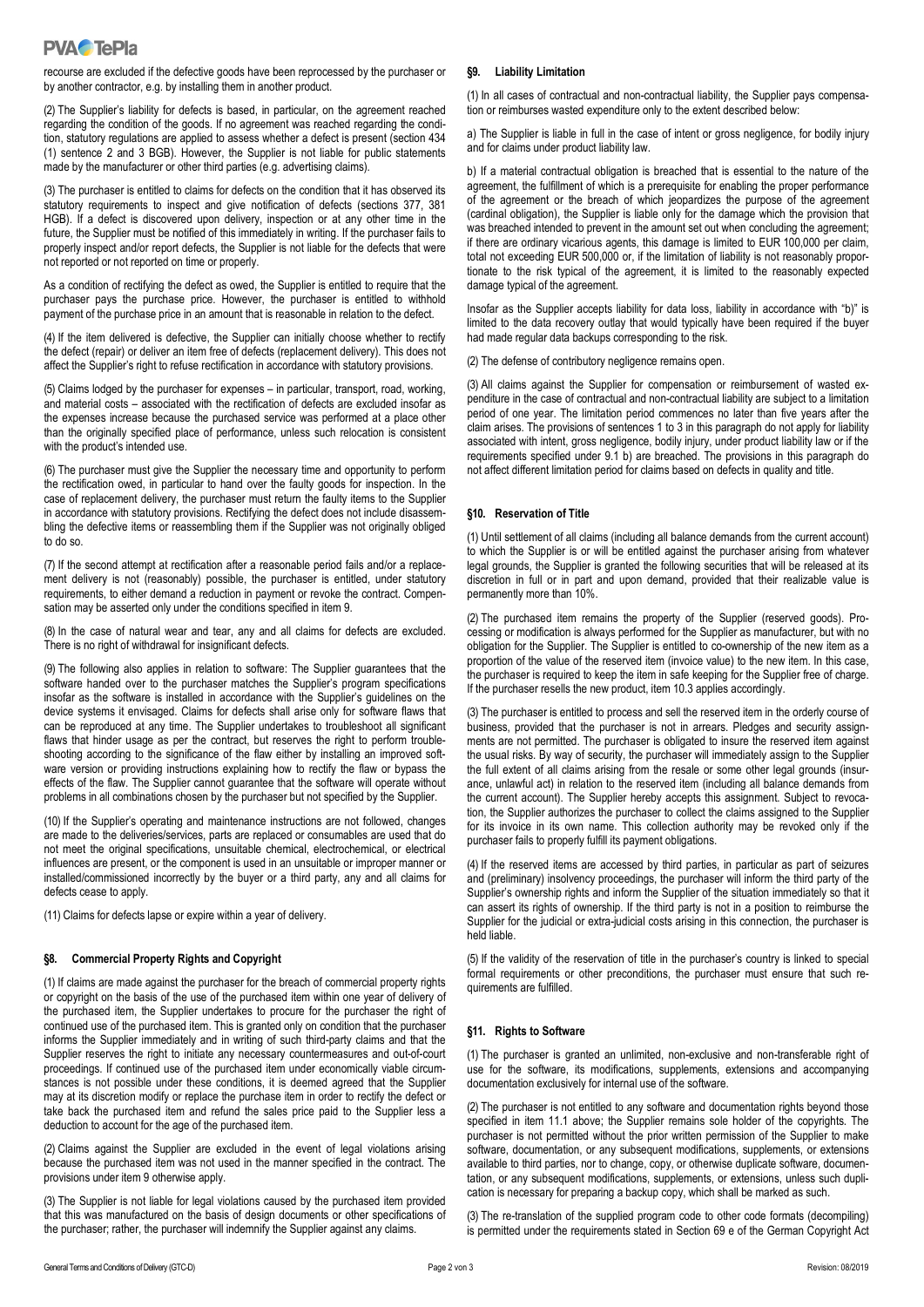recourse are excluded if the defective goods have been reprocessed by the purchaser or by another contractor, e.g. by installing them in another product.

(2) The Supplier's liability for defects is based, in particular, on the agreement reached regarding the condition of the goods. If no agreement was reached regarding the condition, statutory regulations are applied to assess whether a defect is present (section 434 (1) sentence 2 and 3 BGB). However, the Supplier is not liable for public statements made by the manufacturer or other third parties (e.g. advertising claims).

(3) The purchaser is entitled to claims for defects on the condition that it has observed its statutory requirements to inspect and give notification of defects (sections 377, 381 HGB). If a defect is discovered upon delivery, inspection or at any other time in the future, the Supplier must be notified of this immediately in writing. If the purchaser fails to properly inspect and/or report defects, the Supplier is not liable for the defects that were not reported or not reported on time or properly.

As a condition of rectifying the defect as owed, the Supplier is entitled to require that the purchaser pays the purchase price. However, the purchaser is entitled to withhold payment of the purchase price in an amount that is reasonable in relation to the defect.

(4) If the item delivered is defective, the Supplier can initially choose whether to rectify the defect (repair) or deliver an item free of defects (replacement delivery). This does not affect the Supplier's right to refuse rectification in accordance with statutory provisions.

(5) Claims lodged by the purchaser for expenses – in particular, transport, road, working, and material costs – associated with the rectification of defects are excluded insofar as the expenses increase because the purchased service was performed at a place other than the originally specified place of performance, unless such relocation is consistent with the product's intended use.

(6) The purchaser must give the Supplier the necessary time and opportunity to perform the rectification owed, in particular to hand over the faulty goods for inspection. In the case of replacement delivery, the purchaser must return the faulty items to the Supplier in accordance with statutory provisions. Rectifying the defect does not include disassembling the defective items or reassembling them if the Supplier was not originally obliged to do so.

(7) If the second attempt at rectification after a reasonable period fails and/or a replacement delivery is not (reasonably) possible, the purchaser is entitled, under statutory requirements, to either demand a reduction in payment or revoke the contract. Compensation may be asserted only under the conditions specified in item 9.

(8) In the case of natural wear and tear, any and all claims for defects are excluded. There is no right of withdrawal for insignificant defects.

(9) The following also applies in relation to software: The Supplier guarantees that the software handed over to the purchaser matches the Supplier's program specifications insofar as the software is installed in accordance with the Supplier's guidelines on the device systems it envisaged. Claims for defects shall arise only for software flaws that can be reproduced at any time. The Supplier undertakes to troubleshoot all significant flaws that hinder usage as per the contract, but reserves the right to perform troubleshooting according to the significance of the flaw either by installing an improved software version or providing instructions explaining how to rectify the flaw or bypass the effects of the flaw. The Supplier cannot guarantee that the software will operate without problems in all combinations chosen by the purchaser but not specified by the Supplier.

(10) If the Supplier's operating and maintenance instructions are not followed, changes are made to the deliveries/services, parts are replaced or consumables are used that do not meet the original specifications, unsuitable chemical, electrochemical, or electrical influences are present, or the component is used in an unsuitable or improper manner or installed/commissioned incorrectly by the buyer or a third party, any and all claims for defects cease to apply.

(11) Claims for defects lapse or expire within a year of delivery.

## §8. Commercial Property Rights and Copyright

(1) If claims are made against the purchaser for the breach of commercial property rights or copyright on the basis of the use of the purchased item within one year of delivery of the purchased item, the Supplier undertakes to procure for the purchaser the right of continued use of the purchased item. This is granted only on condition that the purchaser informs the Supplier immediately and in writing of such third-party claims and that the Supplier reserves the right to initiate any necessary countermeasures and out-of-court proceedings. If continued use of the purchased item under economically viable circumstances is not possible under these conditions, it is deemed agreed that the Supplier may at its discretion modify or replace the purchase item in order to rectify the defect or take back the purchased item and refund the sales price paid to the Supplier less a deduction to account for the age of the purchased item.

(2) Claims against the Supplier are excluded in the event of legal violations arising because the purchased item was not used in the manner specified in the contract. The provisions under item 9 otherwise apply.

(3) The Supplier is not liable for legal violations caused by the purchased item provided that this was manufactured on the basis of design documents or other specifications of the purchaser; rather, the purchaser will indemnify the Supplier against any claims.

## §9. Liability Limitation

(1) In all cases of contractual and non-contractual liability, the Supplier pays compensation or reimburses wasted expenditure only to the extent described below:

a) The Supplier is liable in full in the case of intent or gross negligence, for bodily injury and for claims under product liability law.

b) If a material contractual obligation is breached that is essential to the nature of the agreement, the fulfillment of which is a prerequisite for enabling the proper performance of the agreement or the breach of which jeopardizes the purpose of the agreement (cardinal obligation), the Supplier is liable only for the damage which the provision that was breached intended to prevent in the amount set out when concluding the agreement; if there are ordinary vicarious agents, this damage is limited to EUR 100,000 per claim, total not exceeding EUR 500,000 or, if the limitation of liability is not reasonably proportionate to the risk typical of the agreement, it is limited to the reasonably expected damage typical of the agreement.

Insofar as the Supplier accepts liability for data loss, liability in accordance with "b)" is limited to the data recovery outlay that would typically have been required if the buyer had made regular data backups corresponding to the risk.

(2) The defense of contributory negligence remains open.

(3) All claims against the Supplier for compensation or reimbursement of wasted expenditure in the case of contractual and non-contractual liability are subject to a limitation period of one year. The limitation period commences no later than five years after the claim arises. The provisions of sentences 1 to 3 in this paragraph do not apply for liability associated with intent, gross negligence, bodily injury, under product liability law or if the requirements specified under 9.1 b) are breached. The provisions in this paragraph do not affect different limitation period for claims based on defects in quality and title.

## §10. Reservation of Title

(1) Until settlement of all claims (including all balance demands from the current account) to which the Supplier is or will be entitled against the purchaser arising from whatever legal grounds, the Supplier is granted the following securities that will be released at its discretion in full or in part and upon demand, provided that their realizable value is permanently more than 10%.

(2) The purchased item remains the property of the Supplier (reserved goods). Processing or modification is always performed for the Supplier as manufacturer, but with no obligation for the Supplier. The Supplier is entitled to co-ownership of the new item as a proportion of the value of the reserved item (invoice value) to the new item. In this case, the purchaser is required to keep the item in safe keeping for the Supplier free of charge. If the purchaser resells the new product, item 10.3 applies accordingly.

(3) The purchaser is entitled to process and sell the reserved item in the orderly course of business, provided that the purchaser is not in arrears. Pledges and security assignments are not permitted. The purchaser is obligated to insure the reserved item against the usual risks. By way of security, the purchaser will immediately assign to the Supplier the full extent of all claims arising from the resale or some other legal grounds (insurance, unlawful act) in relation to the reserved item (including all balance demands from the current account). The Supplier hereby accepts this assignment. Subject to revocation, the Supplier authorizes the purchaser to collect the claims assigned to the Supplier for its invoice in its own name. This collection authority may be revoked only if the purchaser fails to properly fulfill its payment obligations.

(4) If the reserved items are accessed by third parties, in particular as part of seizures and (preliminary) insolvency proceedings, the purchaser will inform the third party of the Supplier's ownership rights and inform the Supplier of the situation immediately so that it can assert its rights of ownership. If the third party is not in a position to reimburse the Supplier for the judicial or extra-judicial costs arising in this connection, the purchaser is held liable.

(5) If the validity of the reservation of title in the purchaser's country is linked to special formal requirements or other preconditions, the purchaser must ensure that such requirements are fulfilled.

## §11. Rights to Software

(1) The purchaser is granted an unlimited, non-exclusive and non-transferable right of use for the software, its modifications, supplements, extensions and accompanying documentation exclusively for internal use of the software.

(2) The purchaser is not entitled to any software and documentation rights beyond those specified in item 11.1 above; the Supplier remains sole holder of the copyrights. The purchaser is not permitted without the prior written permission of the Supplier to make software, documentation, or any subsequent modifications, supplements, or extensions available to third parties, nor to change, copy, or otherwise duplicate software, documentation, or any subsequent modifications, supplements, or extensions, unless such duplication is necessary for preparing a backup copy, which shall be marked as such.

(3) The re-translation of the supplied program code to other code formats (decompiling) is permitted under the requirements stated in Section 69 e of the German Copyright Act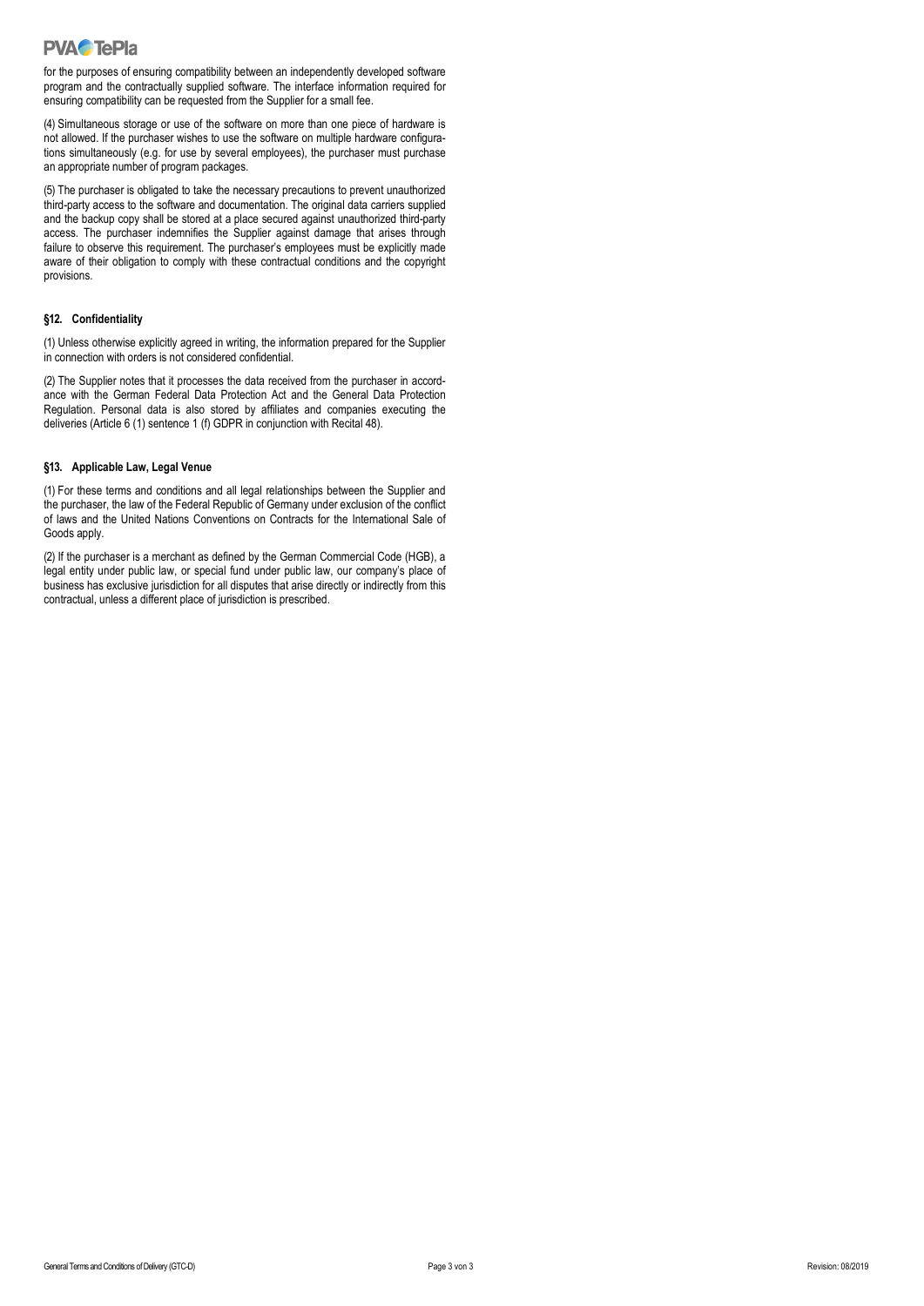for the purposes of ensuring compatibility between an independently developed software program and the contractually supplied software. The interface information required for ensuring compatibility can be requested from the Supplier for a small fee.

(4) Simultaneous storage or use of the software on more than one piece of hardware is not allowed. If the purchaser wishes to use the software on multiple hardware configurations simultaneously (e.g. for use by several employees), the purchaser must purchase an appropriate number of program packages.

(5) The purchaser is obligated to take the necessary precautions to prevent unauthorized third-party access to the software and documentation. The original data carriers supplied and the backup copy shall be stored at a place secured against unauthorized third-party access. The purchaser indemnifies the Supplier against damage that arises through failure to observe this requirement. The purchaser's employees must be explicitly made aware of their obligation to comply with these contractual conditions and the copyright provisions.

### §12. Confidentiality

(1) Unless otherwise explicitly agreed in writing, the information prepared for the Supplier in connection with orders is not considered confidential.

(2) The Supplier notes that it processes the data received from the purchaser in accordance with the German Federal Data Protection Act and the General Data Protection Regulation. Personal data is also stored by affiliates and companies executing the deliveries (Article 6 (1) sentence 1 (f) GDPR in conjunction with Recital 48).

### §13. Applicable Law, Legal Venue

(1) For these terms and conditions and all legal relationships between the Supplier and the purchaser, the law of the Federal Republic of Germany under exclusion of the conflict of laws and the United Nations Conventions on Contracts for the International Sale of Goods apply.

(2) If the purchaser is a merchant as defined by the German Commercial Code (HGB), a legal entity under public law, or special fund under public law, our company's place of business has exclusive jurisdiction for all disputes that arise directly or indirectly from this contractual, unless a different place of jurisdiction is prescribed.